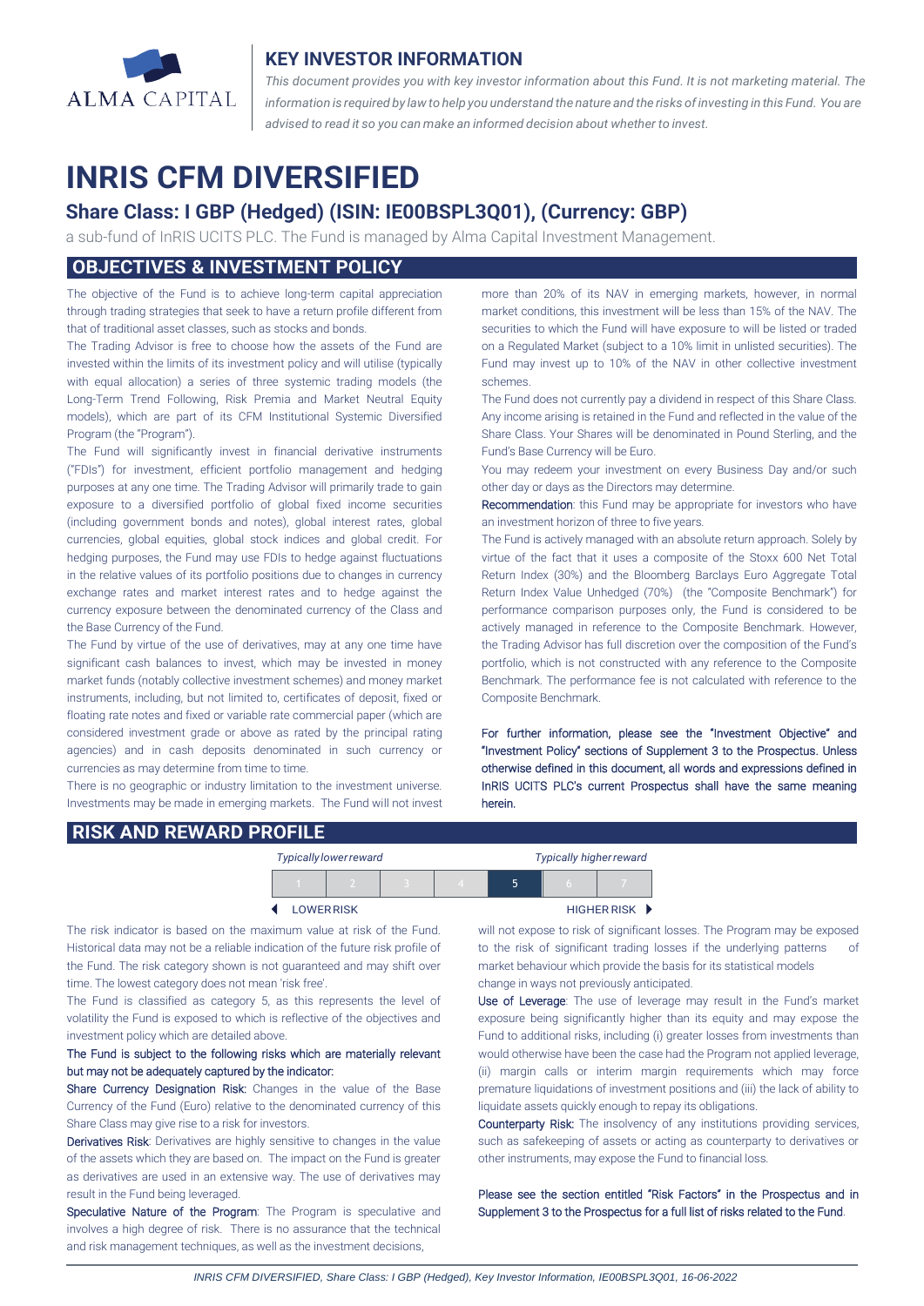ALMA CAPITAL

## KEY INVESTOR INFORMATION

*This document provides you with key investor information about this Fund. It is not marketing material. The information is required by law to help you understand the nature and the risks of investing in this Fund. You are advised to read it so you can make an informed decision about whether to invest.*

# INRIS CFM DIVERSIFIED

## Share Class: I GBP (Hedged) (ISIN: IE00BSPL3Q01), (Currency: GBP)

a sub-fund of InRIS UCITS PLC. The Fund is managed by Alma Capital Investment Management.

## OBJECTIVES & INVESTMENT POLICY

The objective of the Fund is to achieve long-term capital appreciation through trading strategies that seek to have a return profile different from that of traditional asset classes, such as stocks and bonds.

The Trading Advisor is free to choose how the assets of the Fund are invested within the limits of its investment policy and will utilise (typically with equal allocation) a series of three systemic trading models (the Long-Term Trend Following, Risk Premia and Market Neutral Equity models), which are part of its CFM Institutional Systemic Diversified Program (the "Program").

The Fund will significantly invest in financial derivative instruments ("FDIs") for investment, efficient portfolio management and hedging purposes at any one time. The Trading Advisor will primarily trade to gain exposure to a diversified portfolio of global fixed income securities (including government bonds and notes), global interest rates, global currencies, global equities, global stock indices and global credit. For hedging purposes, the Fund may use FDIs to hedge against fluctuations in the relative values of its portfolio positions due to changes in currency exchange rates and market interest rates and to hedge against the currency exposure between the denominated currency of the Class and the Base Currency of the Fund.

The Fund by virtue of the use of derivatives, may at any one time have significant cash balances to invest, which may be invested in money market funds (notably collective investment schemes) and money market instruments, including, but not limited to, certificates of deposit, fixed or floating rate notes and fixed or variable rate commercial paper (which are considered investment grade or above as rated by the principal rating agencies) and in cash deposits denominated in such currency or currencies as may determine from time to time.

There is no geographic or industry limitation to the investment universe. Investments may be made in emerging markets. The Fund will not invest more than 20% of its NAV in emerging markets, however, in normal market conditions, this investment will be less than 15% of the NAV. The securities to which the Fund will have exposure to will be listed or traded on a Regulated Market (subject to a 10% limit in unlisted securities). The Fund may invest up to 10% of the NAV in other collective investment schemes.

The Fund does not currently pay a dividend in respect of this Share Class. Any income arising is retained in the Fund and reflected in the value of the Share Class. Your Shares will be denominated in Pound Sterling, and the Fund's Base Currency will be Euro.

You may redeem your investment on every Business Day and/or such other day or days as the Directors may determine.

**Recommendation**: this Fund may be appropriate for investors who have an investment horizon of three to five years.

The Fund is actively managed with an absolute return approach. Solely by virtue of the fact that it uses a composite of the Stoxx 600 Net Total Return Index (30%) and the Bloomberg Barclays Euro Aggregate Total Return Index Value Unhedged (70%) (the "Composite Benchmark") for performance comparison purposes only, the Fund is considered to be actively managed in reference to the Composite Benchmark. However, the Trading Advisor has full discretion over the composition of the Fund's portfolio, which is not constructed with any reference to the Composite Benchmark. The performance fee is not calculated with reference to the Composite Benchmark.

For further information, please see the "Investment Objective" and "Investment Policy" sections of Supplement 3 to the Prospectus. Unless otherwise defined in this document, all words and expressions defined in InRIS UCITS PLC's current Prospectus shall have the same meaning herein.

## RISK AND REWARD PROFILE

*Typically lower reward* — *Typically higher reward*

| 1 | 2 | 3 | 4 | **5** | 6 | 7 |
|---|---|---|---|---|---|---|

◄ LOWER RISK — HIGHER RISK ►

The risk indicator is based on the maximum value at risk of the Fund. Historical data may not be a reliable indication of the future risk profile of the Fund. The risk category shown is not guaranteed and may shift over time. The lowest category does not mean 'risk free'.

The Fund is classified as category 5, as this represents the level of volatility the Fund is exposed to which is reflective of the objectives and investment policy which are detailed above.

**The Fund is subject to the following risks which are materially relevant but may not be adequately captured by the indicator:**

**Share Currency Designation Risk:** Changes in the value of the Base Currency of the Fund (Euro) relative to the denominated currency of this Share Class may give rise to a risk for investors.

**Derivatives Risk**: Derivatives are highly sensitive to changes in the value of the assets which they are based on. The impact on the Fund is greater as derivatives are used in an extensive way. The use of derivatives may result in the Fund being leveraged.

**Speculative Nature of the Program**: The Program is speculative and involves a high degree of risk. There is no assurance that the technical and risk management techniques, as well as the investment decisions, will not expose to risk of significant losses. The Program may be exposed to the risk of significant trading losses if the underlying patterns of market behaviour which provide the basis for its statistical models change in ways not previously anticipated.

**Use of Leverage**: The use of leverage may result in the Fund's market exposure being significantly higher than its equity and may expose the Fund to additional risks, including (i) greater losses from investments than would otherwise have been the case had the Program not applied leverage, (ii) margin calls or interim margin requirements which may force premature liquidations of investment positions and (iii) the lack of ability to liquidate assets quickly enough to repay its obligations.

**Counterparty Risk:** The insolvency of any institutions providing services, such as safekeeping of assets or acting as counterparty to derivatives or other instruments, may expose the Fund to financial loss.

Please see the section entitled "Risk Factors" in the Prospectus and in Supplement 3 to the Prospectus for a full list of risks related to the Fund.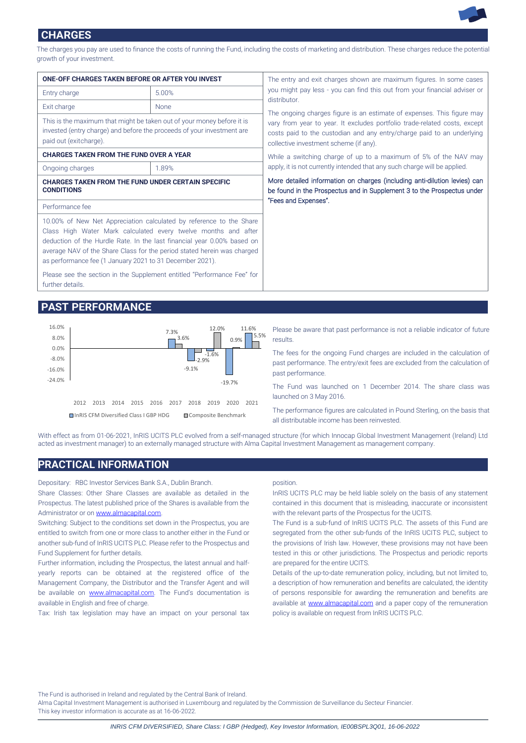## CHARGES

The charges you pay are used to finance the costs of running the Fund, including the costs of marketing and distribution. These charges reduce the potential growth of your investment.

| ONE-OFF CHARGES TAKEN BEFORE OR AFTER YOU INVEST | |
|---|---|
| Entry charge | 5.00% |
| Exit charge | None |
| This is the maximum that might be taken out of your money before it is invested (entry charge) and before the proceeds of your investment are paid out (exitcharge). | |
| **CHARGES TAKEN FROM THE FUND OVER A YEAR** | |
| Ongoing charges | 1.89% |
| **CHARGES TAKEN FROM THE FUND UNDER CERTAIN SPECIFIC CONDITIONS** | |
| Performance fee | |
| 10.00% of New Net Appreciation calculated by reference to the Share Class High Water Mark calculated every twelve months and after deduction of the Hurdle Rate. In the last financial year 0.00% based on average NAV of the Share Class for the period stated herein was charged as performance fee (1 January 2021 to 31 December 2021). Please see the section in the Supplement entitled "Performance Fee" for further details. | |

The entry and exit charges shown are maximum figures. In some cases you might pay less - you can find this out from your financial adviser or distributor.

The ongoing charges figure is an estimate of expenses. This figure may vary from year to year. It excludes portfolio trade-related costs, except costs paid to the custodian and any entry/charge paid to an underlying collective investment scheme (if any).

While a switching charge of up to a maximum of 5% of the NAV may apply, it is not currently intended that any such charge will be applied.

More detailed information on charges (including anti-dilution levies) can be found in the Prospectus and in Supplement 3 to the Prospectus under "Fees and Expenses".

## PAST PERFORMANCE

16.0%
8.0%
0.0%
-8.0%
-16.0%
-24.0%

7.3% 3.6% -9.1% -2.9% -1.6% 12.0% -19.7% 0.9% 11.6% 5.5%

2012 2013 2014 2015 2016 2017 2018 2019 2020 2021

InRIS CFM Diversified Class I GBP HDG
Composite Benchmark

Please be aware that past performance is not a reliable indicator of future results.

The fees for the ongoing Fund charges are included in the calculation of past performance. The entry/exit fees are excluded from the calculation of past performance.

The Fund was launched on 1 December 2014. The share class was launched on 3 May 2016.

The performance figures are calculated in Pound Sterling, on the basis that all distributable income has been reinvested.

With effect as from 01-06-2021, InRIS UCITS PLC evolved from a self-managed structure (for which Innocap Global Investment Management (Ireland) Ltd acted as investment manager) to an externally managed structure with Alma Capital Investment Management as management company.

## PRACTICAL INFORMATION

Depositary: RBC Investor Services Bank S.A., Dublin Branch.

Share Classes: Other Share Classes are available as detailed in the Prospectus. The latest published price of the Shares is available from the Administrator or on www.almacapital.com.

Switching: Subject to the conditions set down in the Prospectus, you are entitled to switch from one or more class to another either in the Fund or another sub-fund of InRIS UCITS PLC. Please refer to the Prospectus and Fund Supplement for further details.

Further information, including the Prospectus, the latest annual and half-yearly reports can be obtained at the registered office of the Management Company, the Distributor and the Transfer Agent and will be available on www.almacapital.com. The Fund's documentation is available in English and free of charge.

Tax: Irish tax legislation may have an impact on your personal tax position.

InRIS UCITS PLC may be held liable solely on the basis of any statement contained in this document that is misleading, inaccurate or inconsistent with the relevant parts of the Prospectus for the UCITS.

The Fund is a sub-fund of InRIS UCITS PLC. The assets of this Fund are segregated from the other sub-funds of the InRIS UCITS PLC, subject to the provisions of Irish law. However, these provisions may not have been tested in this or other jurisdictions. The Prospectus and periodic reports are prepared for the entire UCITS.

Details of the up-to-date remuneration policy, including, but not limited to, a description of how remuneration and benefits are calculated, the identity of persons responsible for awarding the remuneration and benefits are available at www.almacapital.com and a paper copy of the remuneration policy is available on request from InRIS UCITS PLC.

The Fund is authorised in Ireland and regulated by the Central Bank of Ireland.
Alma Capital Investment Management is authorised in Luxembourg and regulated by the Commission de Surveillance du Secteur Financier.
This key investor information is accurate as at 16-06-2022.